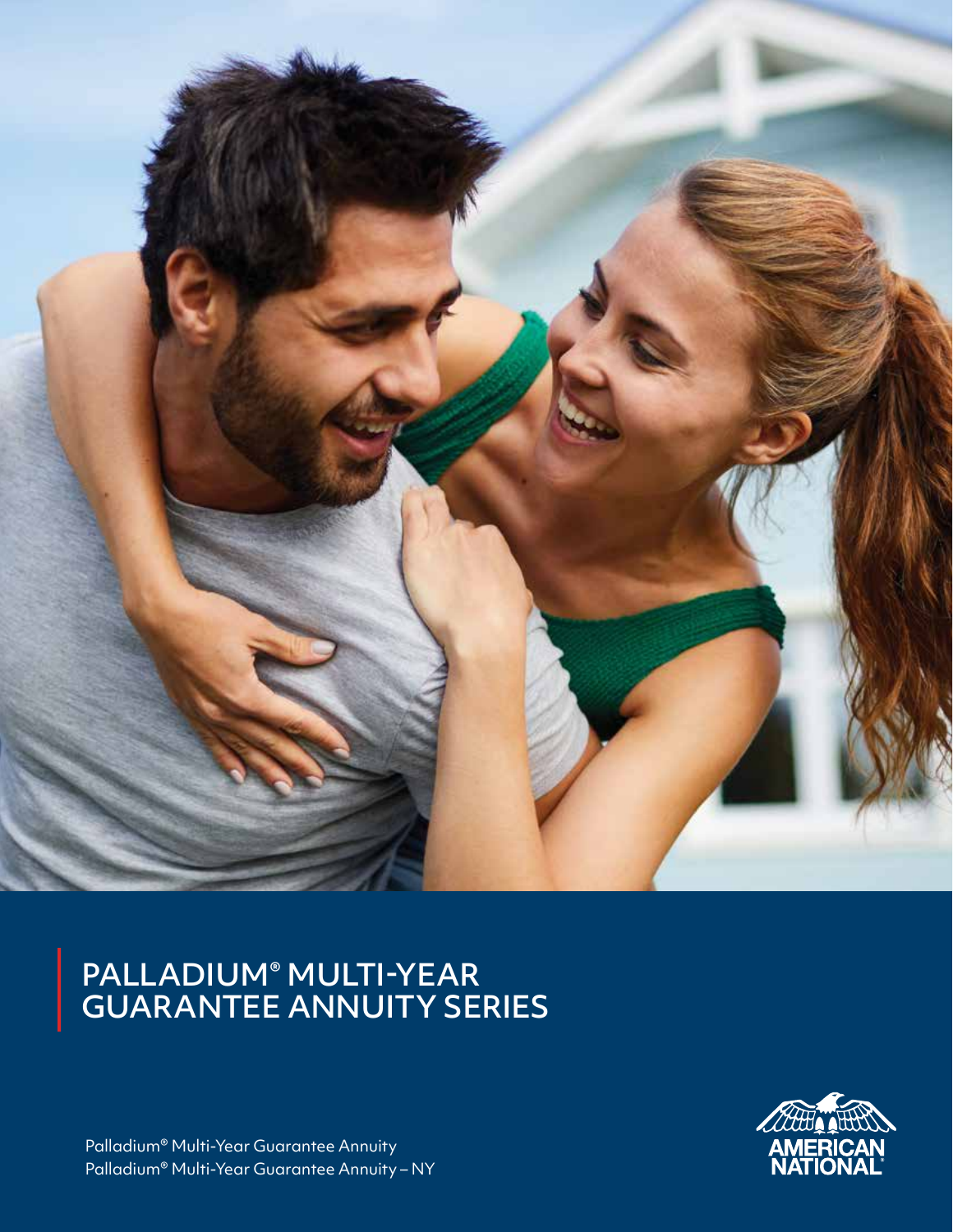# PALLADIUM® MULTI-YEAR GUARANTEE ANNUITY SERIES

Palladium® Multi-Year Guarantee Annuity
Palladium® Multi-Year Guarantee Annuity – NY

AMERICAN NATIONAL®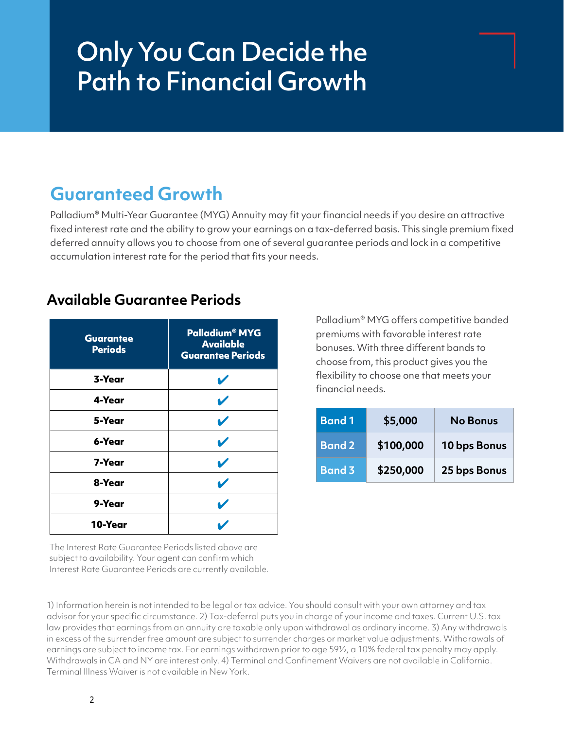# Only You Can Decide the Path to Financial Growth

## Guaranteed Growth

Palladium® Multi-Year Guarantee (MYG) Annuity may fit your financial needs if you desire an attractive fixed interest rate and the ability to grow your earnings on a tax-deferred basis. This single premium fixed deferred annuity allows you to choose from one of several guarantee periods and lock in a competitive accumulation interest rate for the period that fits your needs.

### Available Guarantee Periods

| Guarantee Periods | Palladium® MYG Available Guarantee Periods |
|---|---|
| 3-Year | ✔ |
| 4-Year | ✔ |
| 5-Year | ✔ |
| 6-Year | ✔ |
| 7-Year | ✔ |
| 8-Year | ✔ |
| 9-Year | ✔ |
| 10-Year | ✔ |

The Interest Rate Guarantee Periods listed above are subject to availability. Your agent can confirm which Interest Rate Guarantee Periods are currently available.

Palladium® MYG offers competitive banded premiums with favorable interest rate bonuses. With three different bands to choose from, this product gives you the flexibility to choose one that meets your financial needs.

| Band | Premium | Bonus |
|---|---|---|
| Band 1 | $5,000 | No Bonus |
| Band 2 | $100,000 | 10 bps Bonus |
| Band 3 | $250,000 | 25 bps Bonus |

1) Information herein is not intended to be legal or tax advice. You should consult with your own attorney and tax advisor for your specific circumstance. 2) Tax-deferral puts you in charge of your income and taxes. Current U.S. tax law provides that earnings from an annuity are taxable only upon withdrawal as ordinary income. 3) Any withdrawals in excess of the surrender free amount are subject to surrender charges or market value adjustments. Withdrawals of earnings are subject to income tax. For earnings withdrawn prior to age 59½, a 10% federal tax penalty may apply. Withdrawals in CA and NY are interest only. 4) Terminal and Confinement Waivers are not available in California. Terminal Illness Waiver is not available in New York.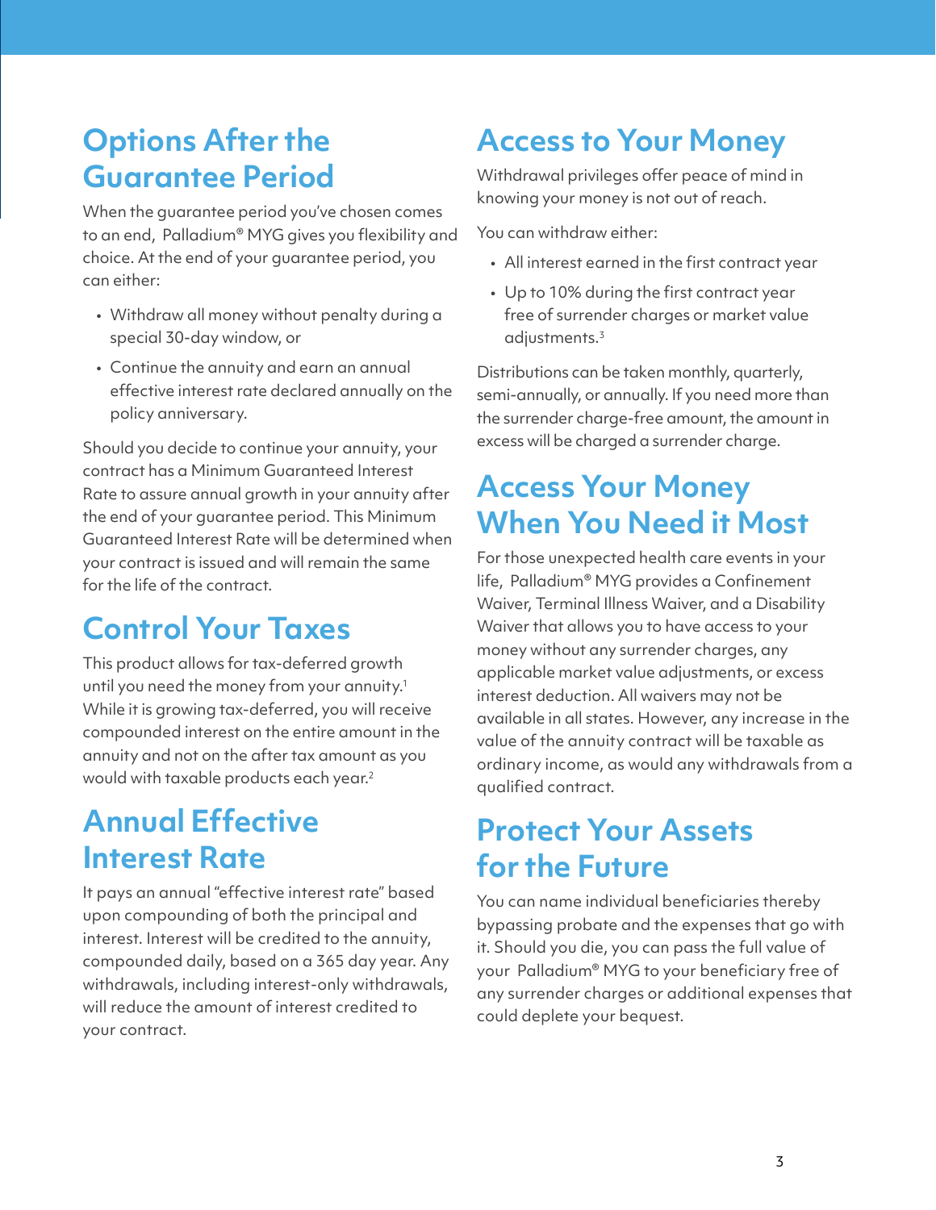## Options After the Guarantee Period

When the guarantee period you've chosen comes to an end, Palladium® MYG gives you flexibility and choice. At the end of your guarantee period, you can either:

- Withdraw all money without penalty during a special 30-day window, or
- Continue the annuity and earn an annual effective interest rate declared annually on the policy anniversary.

Should you decide to continue your annuity, your contract has a Minimum Guaranteed Interest Rate to assure annual growth in your annuity after the end of your guarantee period. This Minimum Guaranteed Interest Rate will be determined when your contract is issued and will remain the same for the life of the contract.

## Control Your Taxes

This product allows for tax-deferred growth until you need the money from your annuity.[1] While it is growing tax-deferred, you will receive compounded interest on the entire amount in the annuity and not on the after tax amount as you would with taxable products each year.[2]

## Annual Effective Interest Rate

It pays an annual "effective interest rate" based upon compounding of both the principal and interest. Interest will be credited to the annuity, compounded daily, based on a 365 day year. Any withdrawals, including interest-only withdrawals, will reduce the amount of interest credited to your contract.

## Access to Your Money

Withdrawal privileges offer peace of mind in knowing your money is not out of reach.

You can withdraw either:

- All interest earned in the first contract year
- Up to 10% during the first contract year free of surrender charges or market value adjustments.[3]

Distributions can be taken monthly, quarterly, semi-annually, or annually. If you need more than the surrender charge-free amount, the amount in excess will be charged a surrender charge.

## Access Your Money When You Need it Most

For those unexpected health care events in your life, Palladium® MYG provides a Confinement Waiver, Terminal Illness Waiver, and a Disability Waiver that allows you to have access to your money without any surrender charges, any applicable market value adjustments, or excess interest deduction. All waivers may not be available in all states. However, any increase in the value of the annuity contract will be taxable as ordinary income, as would any withdrawals from a qualified contract.

## Protect Your Assets for the Future

You can name individual beneficiaries thereby bypassing probate and the expenses that go with it. Should you die, you can pass the full value of your Palladium® MYG to your beneficiary free of any surrender charges or additional expenses that could deplete your bequest.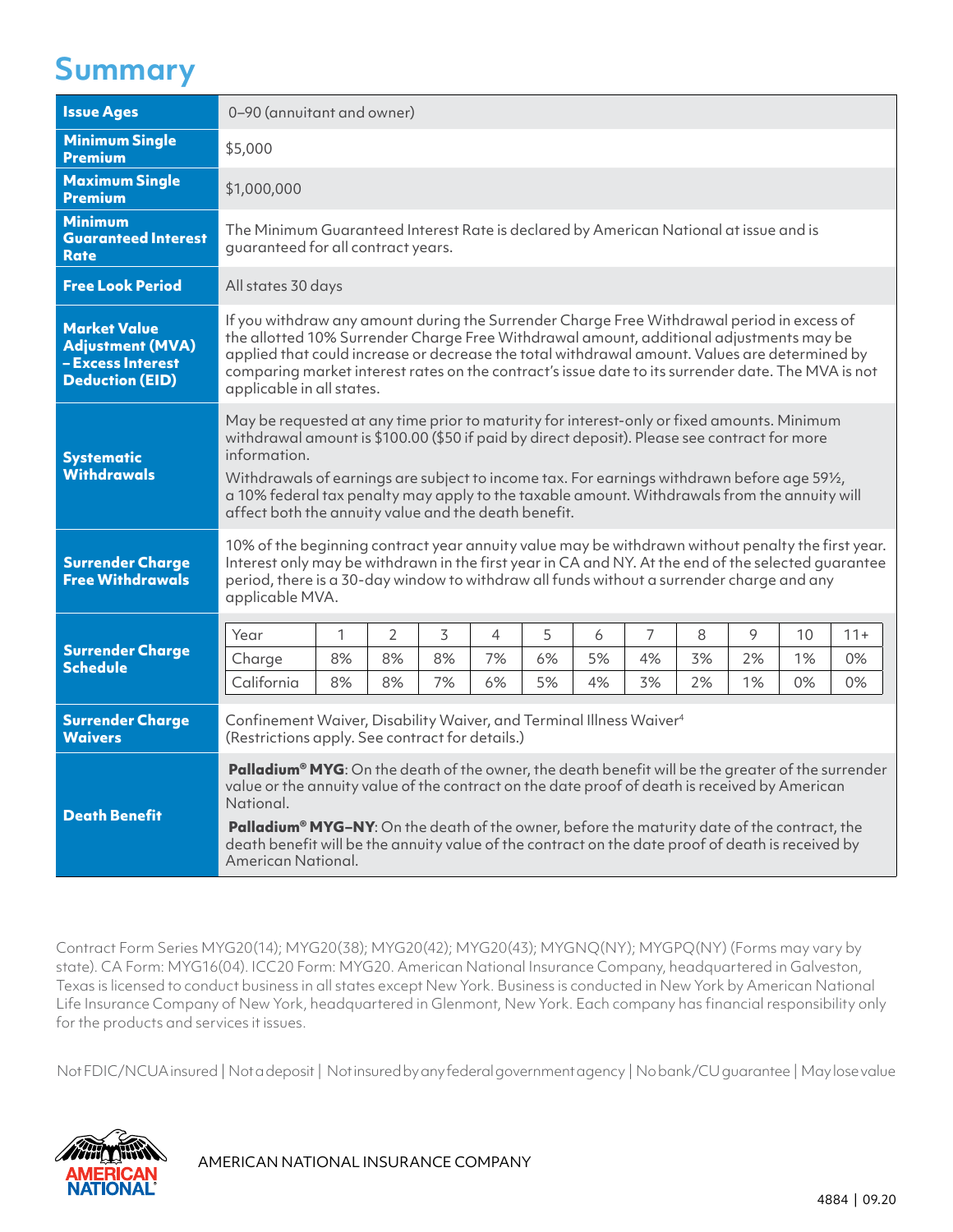# Summary

| | |
|---|---|
| **Issue Ages** | 0–90 (annuitant and owner) |
| **Minimum Single Premium** | $5,000 |
| **Maximum Single Premium** | $1,000,000 |
| **Minimum Guaranteed Interest Rate** | The Minimum Guaranteed Interest Rate is declared by American National at issue and is guaranteed for all contract years. |
| **Free Look Period** | All states 30 days |
| **Market Value Adjustment (MVA) – Excess Interest Deduction (EID)** | If you withdraw any amount during the Surrender Charge Free Withdrawal period in excess of the allotted 10% Surrender Charge Free Withdrawal amount, additional adjustments may be applied that could increase or decrease the total withdrawal amount. Values are determined by comparing market interest rates on the contract's issue date to its surrender date. The MVA is not applicable in all states. |
| **Systematic Withdrawals** | May be requested at any time prior to maturity for interest-only or fixed amounts. Minimum withdrawal amount is $100.00 ($50 if paid by direct deposit). Please see contract for more information. Withdrawals of earnings are subject to income tax. For earnings withdrawn before age 59½, a 10% federal tax penalty may apply to the taxable amount. Withdrawals from the annuity will affect both the annuity value and the death benefit. |
| **Surrender Charge Free Withdrawals** | 10% of the beginning contract year annuity value may be withdrawn without penalty the first year. Interest only may be withdrawn in the first year in CA and NY. At the end of the selected guarantee period, there is a 30-day window to withdraw all funds without a surrender charge and any applicable MVA. |
| **Surrender Charge Schedule** | See table below |
| **Surrender Charge Waivers** | Confinement Waiver, Disability Waiver, and Terminal Illness Waiver[4] (Restrictions apply. See contract for details.) |
| **Death Benefit** | **Palladium® MYG**: On the death of the owner, the death benefit will be the greater of the surrender value or the annuity value of the contract on the date proof of death is received by American National. **Palladium® MYG–NY**: On the death of the owner, before the maturity date of the contract, the death benefit will be the annuity value of the contract on the date proof of death is received by American National. |

**Surrender Charge Schedule**

| Year | 1 | 2 | 3 | 4 | 5 | 6 | 7 | 8 | 9 | 10 | 11+ |
|---|---|---|---|---|---|---|---|---|---|---|---|
| Charge | 8% | 8% | 8% | 7% | 6% | 5% | 4% | 3% | 2% | 1% | 0% |
| California | 8% | 8% | 7% | 6% | 5% | 4% | 3% | 2% | 1% | 0% | 0% |

Contract Form Series MYG20(14); MYG20(38); MYG20(42); MYG20(43); MYGNQ(NY); MYGPQ(NY) (Forms may vary by state). CA Form: MYG16(04). ICC20 Form: MYG20. American National Insurance Company, headquartered in Galveston, Texas is licensed to conduct business in all states except New York. Business is conducted in New York by American National Life Insurance Company of New York, headquartered in Glenmont, New York. Each company has financial responsibility only for the products and services it issues.

Not FDIC/NCUA insured | Not a deposit | Not insured by any federal government agency | No bank/CU guarantee | May lose value

AMERICAN NATIONAL INSURANCE COMPANY

4884 | 09.20